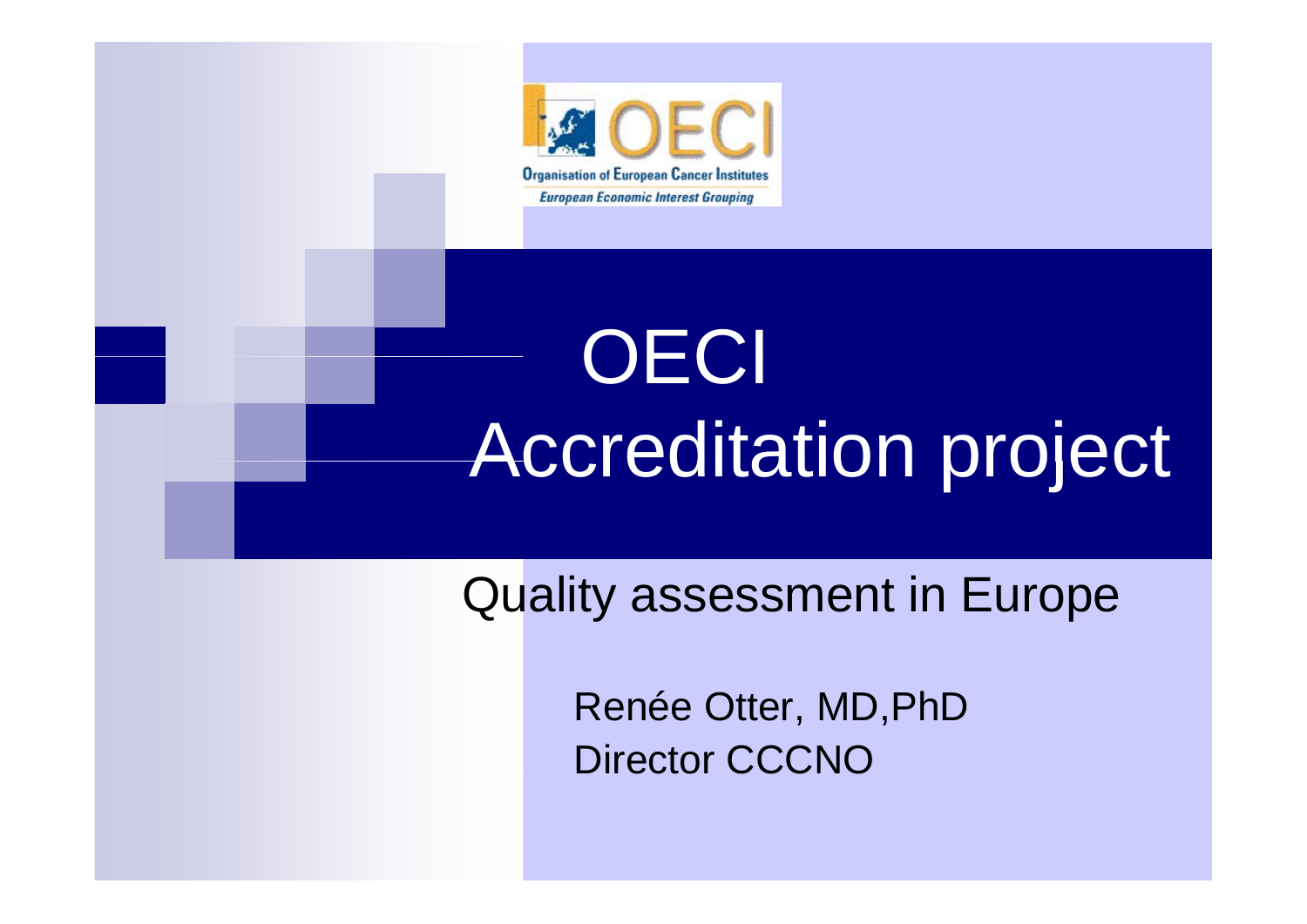Organisation of European Cancer Institutes
European Economic Interest Grouping

# OECI Accreditation project

## Quality assessment in Europe

Renée Otter, MD,PhD
Director CCCNO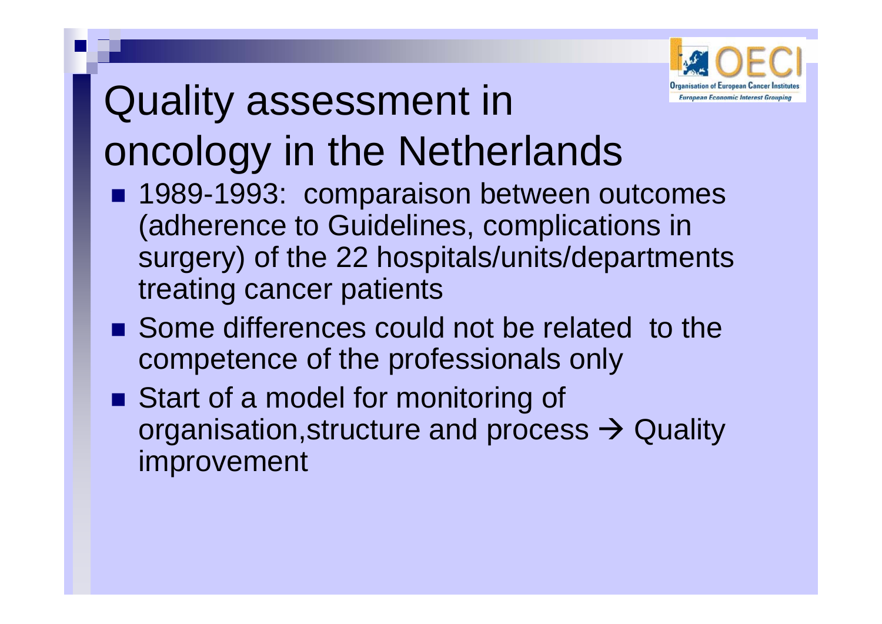# Quality assessment in oncology in the Netherlands

- 1989-1993: comparaison between outcomes (adherence to Guidelines, complications in surgery) of the 22 hospitals/units/departments treating cancer patients
- Some differences could not be related to the competence of the professionals only
- Start of a model for monitoring of organisation,structure and process → Quality improvement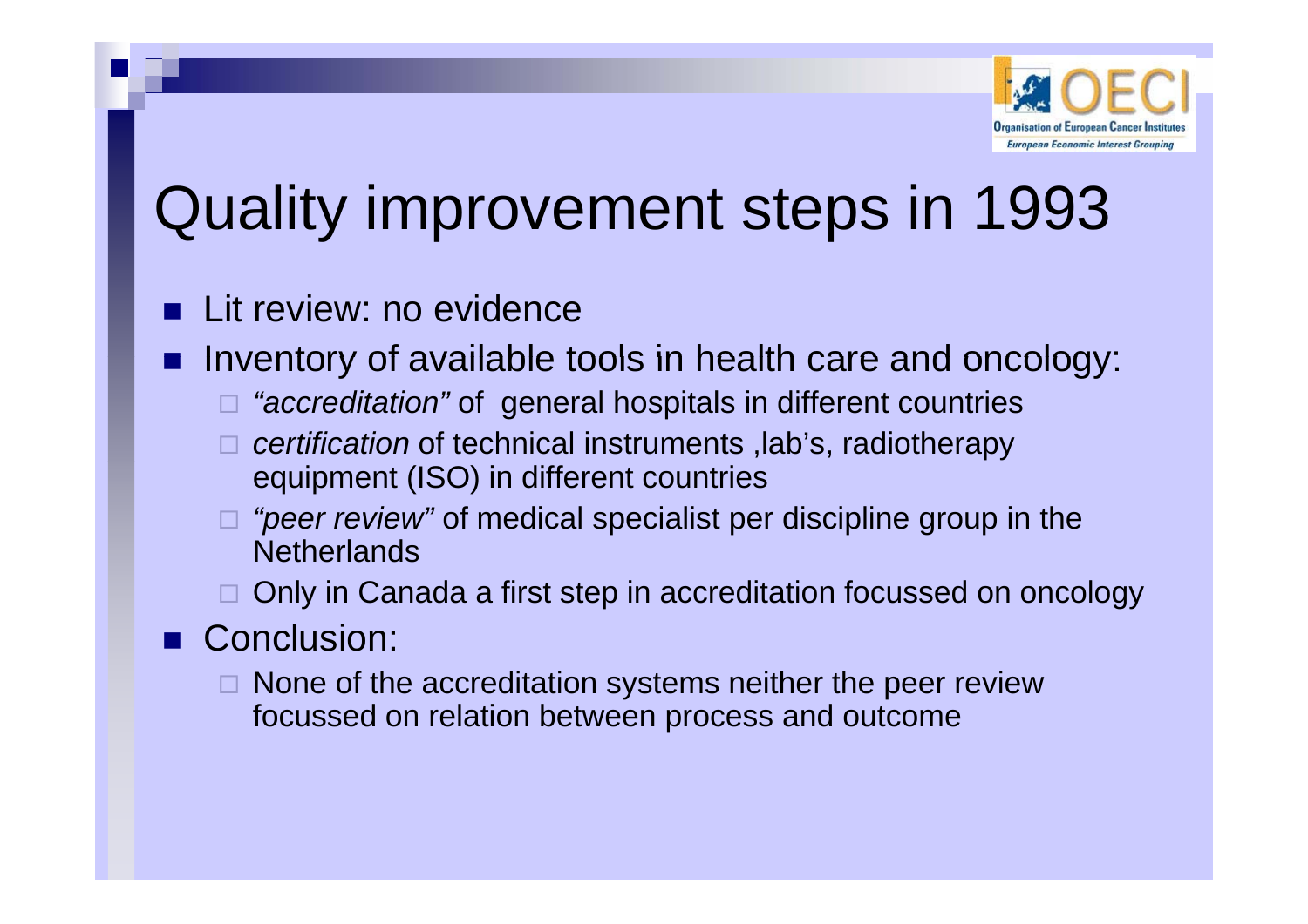# Quality improvement steps in 1993

- Lit review: no evidence
- Inventory of available tools in health care and oncology:
  - *"accreditation"* of general hospitals in different countries
  - *certification* of technical instruments ,lab's, radiotherapy equipment (ISO) in different countries
  - *"peer review"* of medical specialist per discipline group in the Netherlands
  - Only in Canada a first step in accreditation focussed on oncology
- Conclusion:
  - None of the accreditation systems neither the peer review focussed on relation between process and outcome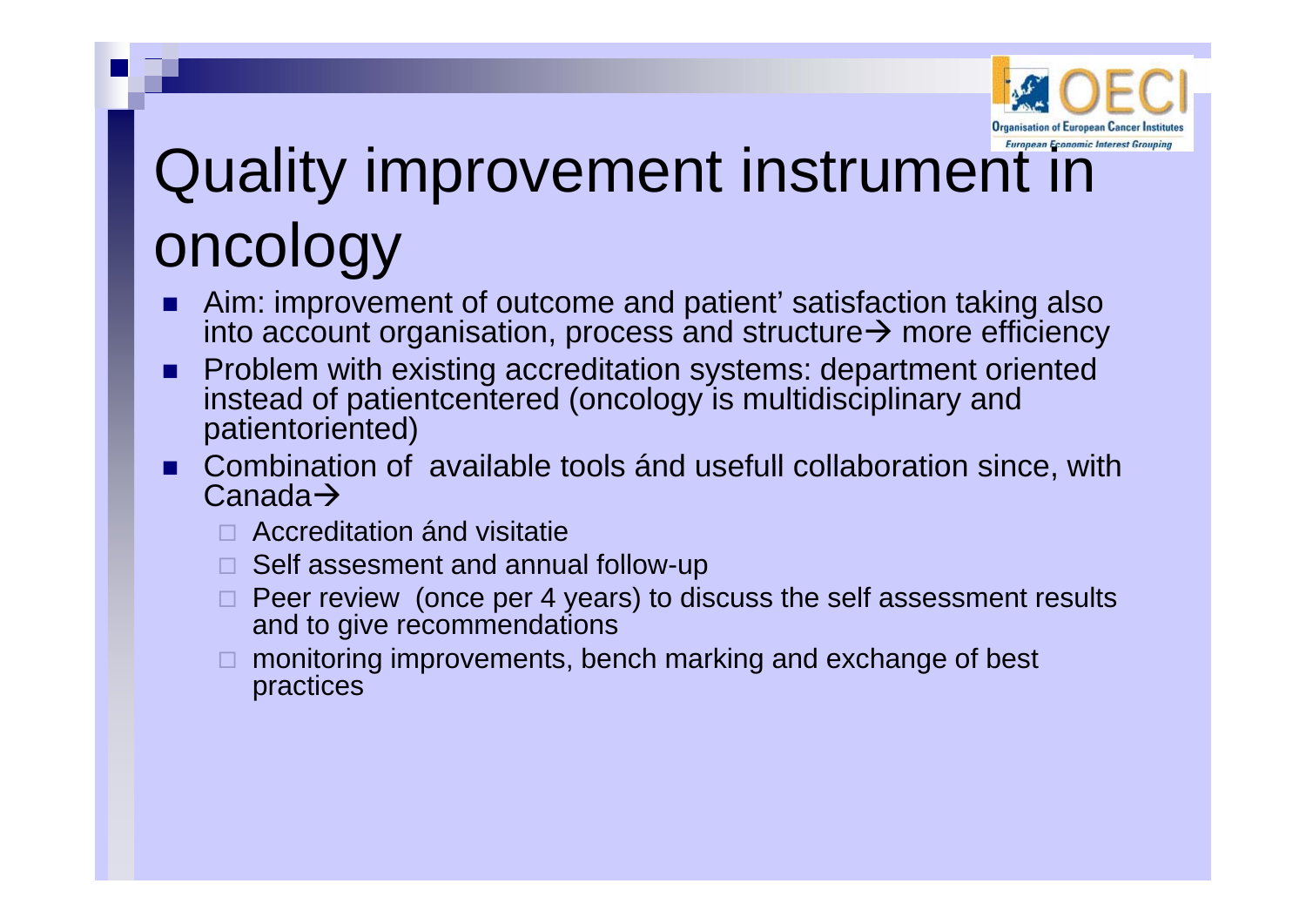# Quality improvement instrument in oncology

- Aim: improvement of outcome and patient' satisfaction taking also into account organisation, process and structure→ more efficiency
- Problem with existing accreditation systems: department oriented instead of patientcentered (oncology is multidisciplinary and patientoriented)
- Combination of available tools ánd usefull collaboration since, with Canada→
  - Accreditation ánd visitatie
  - Self assesment and annual follow-up
  - Peer review (once per 4 years) to discuss the self assessment results and to give recommendations
  - monitoring improvements, bench marking and exchange of best practices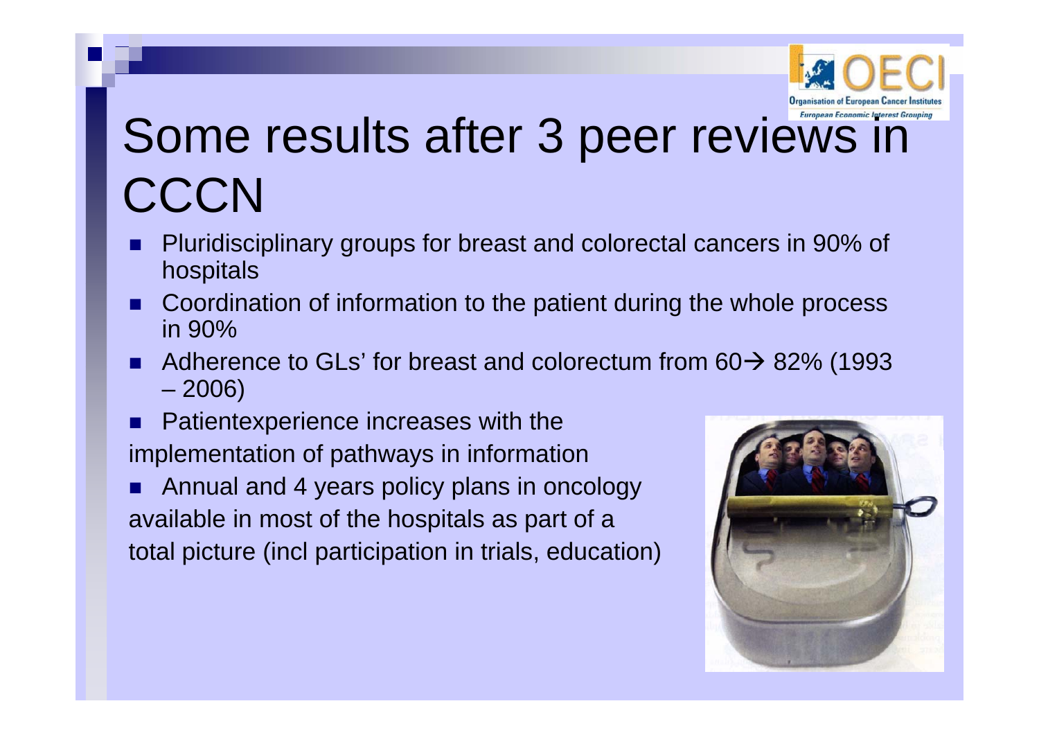# Some results after 3 peer reviews in CCCN

- Pluridisciplinary groups for breast and colorectal cancers in 90% of hospitals
- Coordination of information to the patient during the whole process in 90%
- Adherence to GLs' for breast and colorectum from 60→ 82% (1993 – 2006)
- Patientexperience increases with the implementation of pathways in information
- Annual and 4 years policy plans in oncology available in most of the hospitals as part of a total picture (incl participation in trials, education)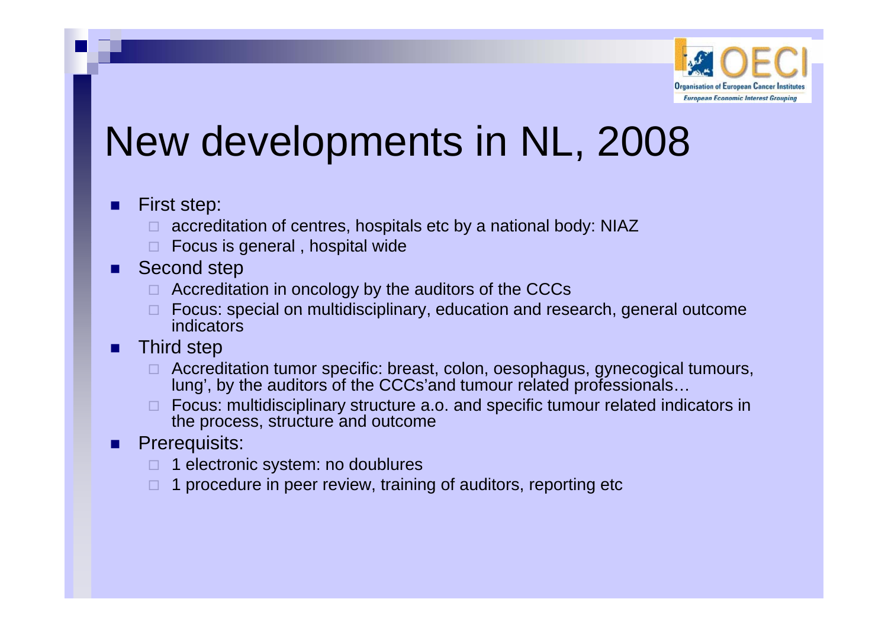# New developments in NL, 2008

- First step:
  - accreditation of centres, hospitals etc by a national body: NIAZ
  - Focus is general , hospital wide
- Second step
  - Accreditation in oncology by the auditors of the CCCs
  - Focus: special on multidisciplinary, education and research, general outcome indicators
- Third step
  - Accreditation tumor specific: breast, colon, oesophagus, gynecogical tumours, lung', by the auditors of the CCCs'and tumour related professionals…
  - Focus: multidisciplinary structure a.o. and specific tumour related indicators in the process, structure and outcome
- Prerequisites:
  - 1 electronic system: no doublures
  - 1 procedure in peer review, training of auditors, reporting etc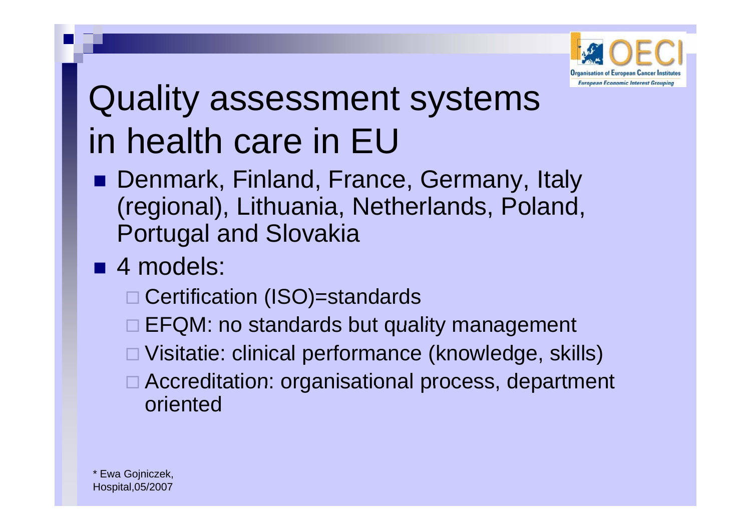# Quality assessment systems in health care in EU

- Denmark, Finland, France, Germany, Italy (regional), Lithuania, Netherlands, Poland, Portugal and Slovakia
- 4 models:
  - Certification (ISO)=standards
  - EFQM: no standards but quality management
  - Visitatie: clinical performance (knowledge, skills)
  - Accreditation: organisational process, department oriented

* Ewa Gojniczek, Hospital,05/2007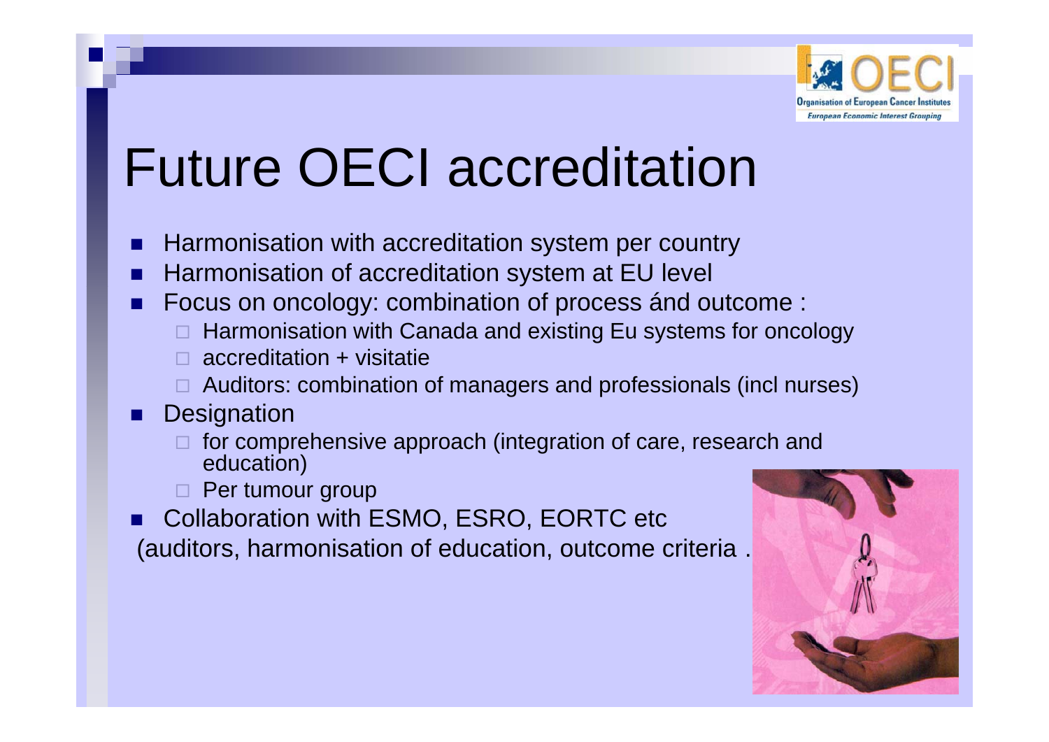# Future OECI accreditation

- Harmonisation with accreditation system per country
- Harmonisation of accreditation system at EU level
- Focus on oncology: combination of process ánd outcome :
  - Harmonisation with Canada and existing Eu systems for oncology
  - accreditation + visitatie
  - Auditors: combination of managers and professionals (incl nurses)
- Designation
  - for comprehensive approach (integration of care, research and education)
  - Per tumour group
- Collaboration with ESMO, ESRO, EORTC etc

(auditors, harmonisation of education, outcome criteria .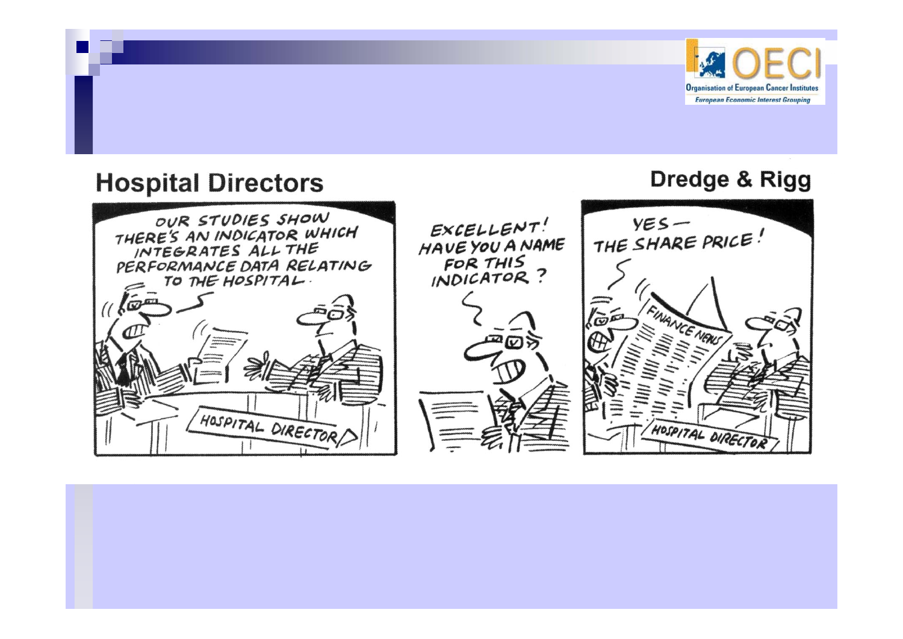## Hospital Directors

Dredge & Rigg

OUR STUDIES SHOW THERE'S AN INDICATOR WHICH INTEGRATES ALL THE PERFORMANCE DATA RELATING TO THE HOSPITAL.

HOSPITAL DIRECTOR

EXCELLENT! HAVE YOU A NAME FOR THIS INDICATOR?

YES — THE SHARE PRICE!

FINANCE NEWS

HOSPITAL DIRECTOR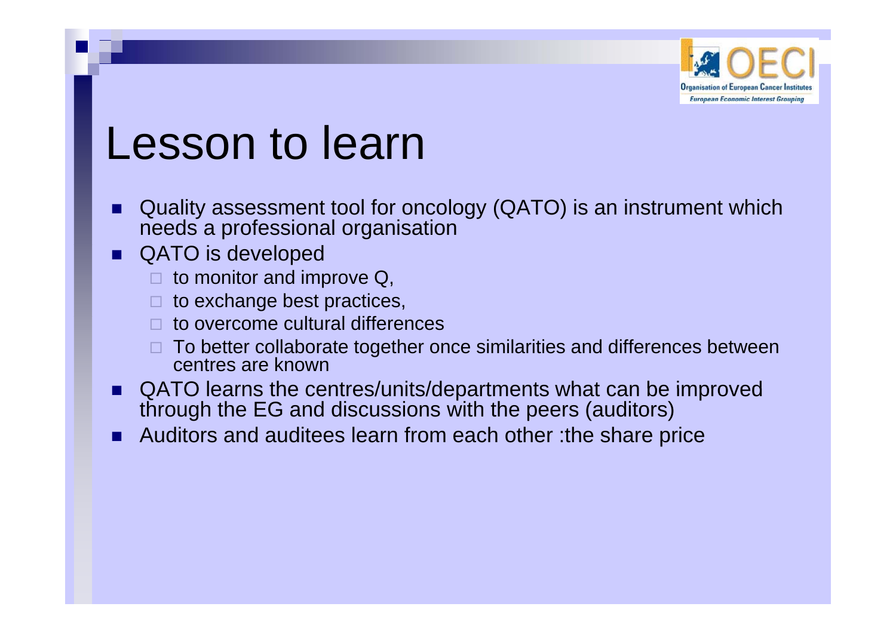# Lesson to learn

- Quality assessment tool for oncology (QATO) is an instrument which needs a professional organisation
- QATO is developed
  - to monitor and improve Q,
  - to exchange best practices,
  - to overcome cultural differences
  - To better collaborate together once similarities and differences between centres are known
- QATO learns the centres/units/departments what can be improved through the EG and discussions with the peers (auditors)
- Auditors and auditees learn from each other :the share price